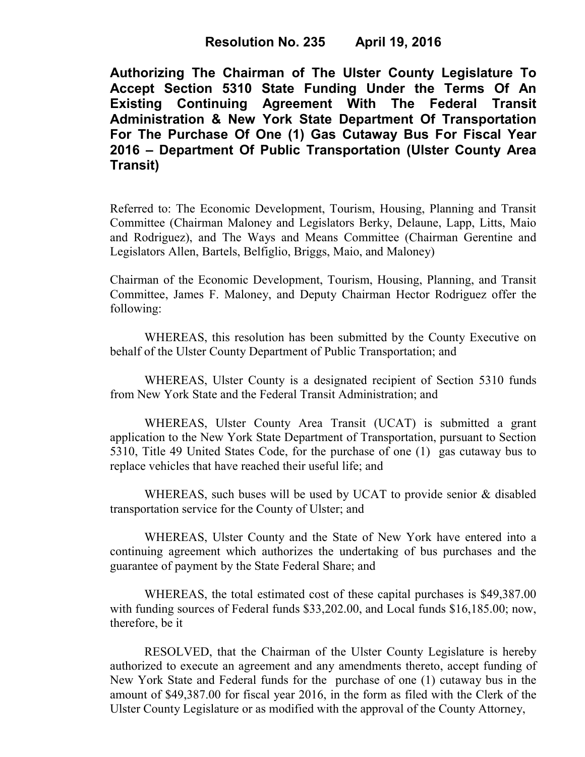# Resolution No. 235 April 19, 2016

**Authorizing The Chairman of The Ulster County Legislature To Accept Section 5310 State Funding Under the Terms Of An Existing Continuing Agreement With The Federal Transit Administration & New York State Department Of Transportation For The Purchase Of One (1) Gas Cutaway Bus For Fiscal Year 2016 – Department Of Public Transportation (Ulster County Area Transit)**

Referred to: The Economic Development, Tourism, Housing, Planning and Transit Committee (Chairman Maloney and Legislators Berky, Delaune, Lapp, Litts, Maio and Rodriguez), and The Ways and Means Committee (Chairman Gerentine and Legislators Allen, Bartels, Belfiglio, Briggs, Maio, and Maloney)

Chairman of the Economic Development, Tourism, Housing, Planning, and Transit Committee, James F. Maloney, and Deputy Chairman Hector Rodriguez offer the following:

WHEREAS, this resolution has been submitted by the County Executive on behalf of the Ulster County Department of Public Transportation; and

WHEREAS, Ulster County is a designated recipient of Section 5310 funds from New York State and the Federal Transit Administration; and

WHEREAS, Ulster County Area Transit (UCAT) is submitted a grant application to the New York State Department of Transportation, pursuant to Section 5310, Title 49 United States Code, for the purchase of one (1) gas cutaway bus to replace vehicles that have reached their useful life; and

WHEREAS, such buses will be used by UCAT to provide senior & disabled transportation service for the County of Ulster; and

WHEREAS, Ulster County and the State of New York have entered into a continuing agreement which authorizes the undertaking of bus purchases and the guarantee of payment by the State Federal Share; and

WHEREAS, the total estimated cost of these capital purchases is $49,387.00 with funding sources of Federal funds $33,202.00, and Local funds $16,185.00; now, therefore, be it

RESOLVED, that the Chairman of the Ulster County Legislature is hereby authorized to execute an agreement and any amendments thereto, accept funding of New York State and Federal funds for the purchase of one (1) cutaway bus in the amount of $49,387.00 for fiscal year 2016, in the form as filed with the Clerk of the Ulster County Legislature or as modified with the approval of the County Attorney,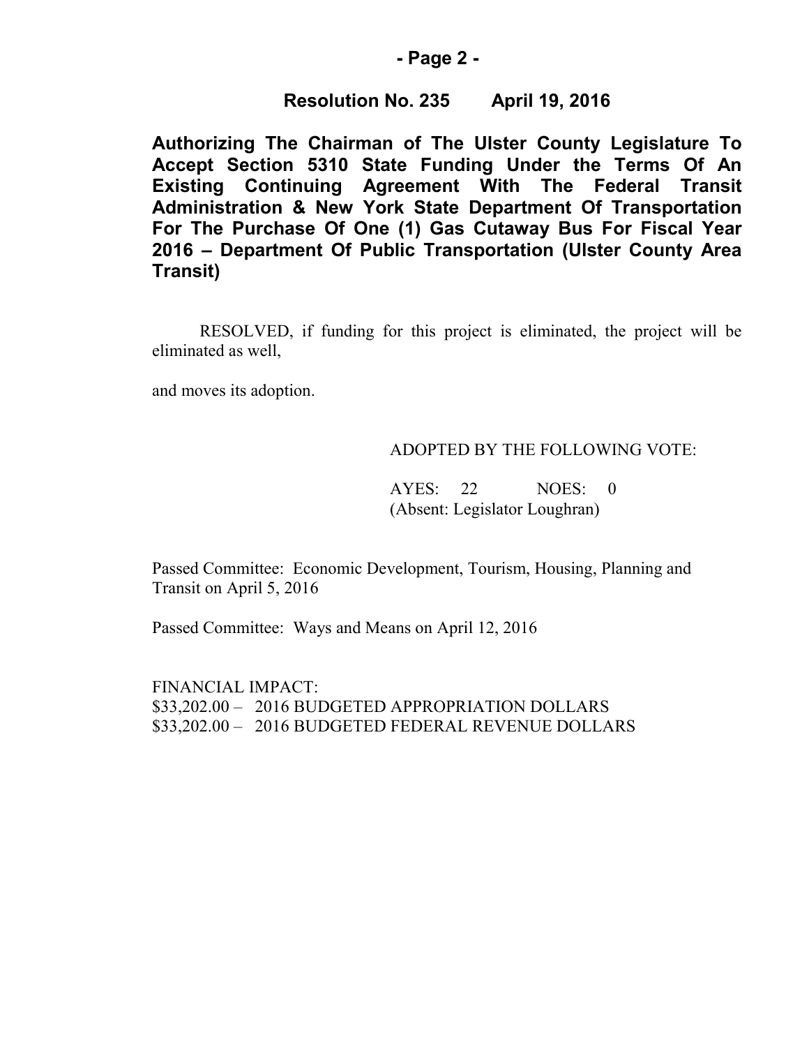**Resolution No. 235 April 19, 2016**

**Authorizing The Chairman of The Ulster County Legislature To Accept Section 5310 State Funding Under the Terms Of An Existing Continuing Agreement With The Federal Transit Administration & New York State Department Of Transportation For The Purchase Of One (1) Gas Cutaway Bus For Fiscal Year 2016 – Department Of Public Transportation (Ulster County Area Transit)**

RESOLVED, if funding for this project is eliminated, the project will be eliminated as well,

and moves its adoption.

ADOPTED BY THE FOLLOWING VOTE:

AYES: 22 NOES: 0
(Absent: Legislator Loughran)

Passed Committee: Economic Development, Tourism, Housing, Planning and Transit on April 5, 2016

Passed Committee: Ways and Means on April 12, 2016

FINANCIAL IMPACT:
$33,202.00 – 2016 BUDGETED APPROPRIATION DOLLARS
$33,202.00 – 2016 BUDGETED FEDERAL REVENUE DOLLARS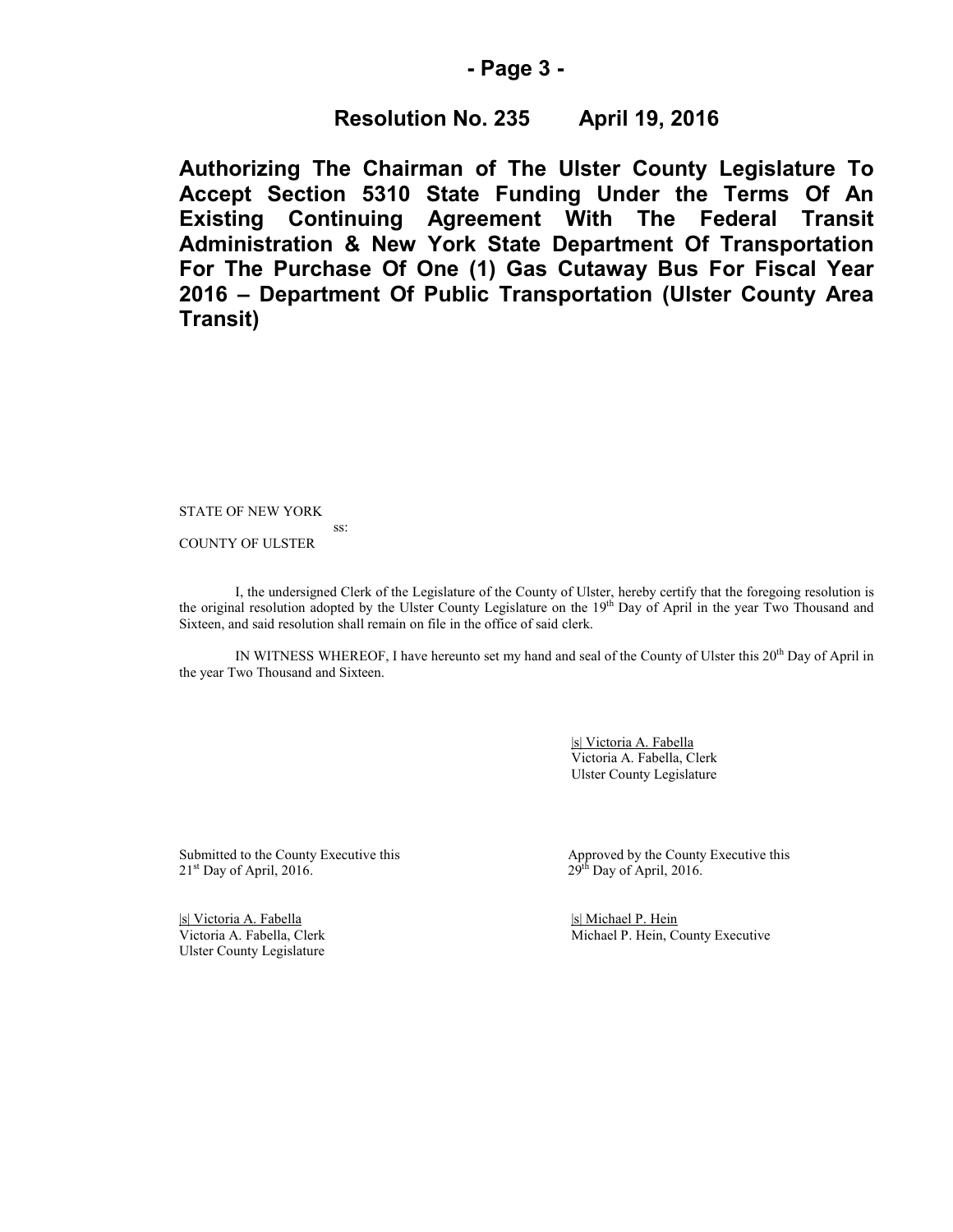## Resolution No. 235 April 19, 2016

**Authorizing The Chairman of The Ulster County Legislature To Accept Section 5310 State Funding Under the Terms Of An Existing Continuing Agreement With The Federal Transit Administration & New York State Department Of Transportation For The Purchase Of One (1) Gas Cutaway Bus For Fiscal Year 2016 – Department Of Public Transportation (Ulster County Area Transit)**

STATE OF NEW YORK
ss:
COUNTY OF ULSTER

I, the undersigned Clerk of the Legislature of the County of Ulster, hereby certify that the foregoing resolution is the original resolution adopted by the Ulster County Legislature on the 19th Day of April in the year Two Thousand and Sixteen, and said resolution shall remain on file in the office of said clerk.

IN WITNESS WHEREOF, I have hereunto set my hand and seal of the County of Ulster this 20th Day of April in the year Two Thousand and Sixteen.

|s| Victoria A. Fabella
Victoria A. Fabella, Clerk
Ulster County Legislature

Submitted to the County Executive this 21st Day of April, 2016.

|s| Victoria A. Fabella
Victoria A. Fabella, Clerk
Ulster County Legislature

Approved by the County Executive this 29th Day of April, 2016.

|s| Michael P. Hein
Michael P. Hein, County Executive